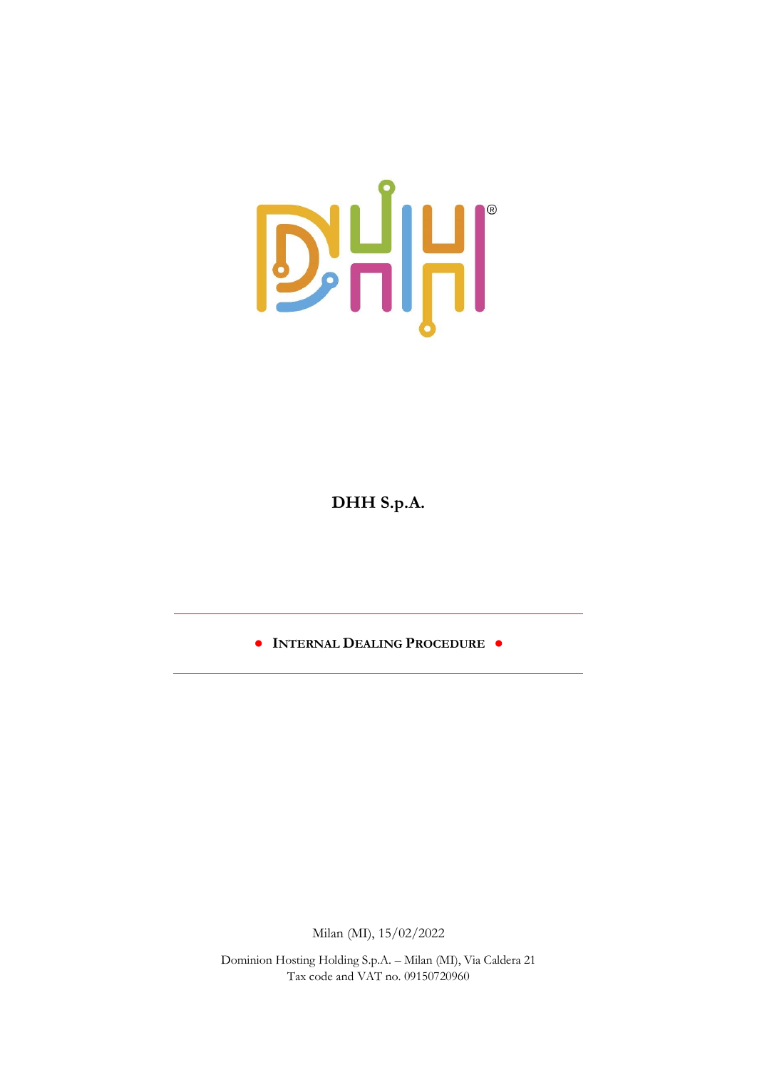# DHH S.p.A.

## ● INTERNAL DEALING PROCEDURE ●

Milan (MI), 15/02/2022

Dominion Hosting Holding S.p.A. – Milan (MI), Via Caldera 21
Tax code and VAT no. 09150720960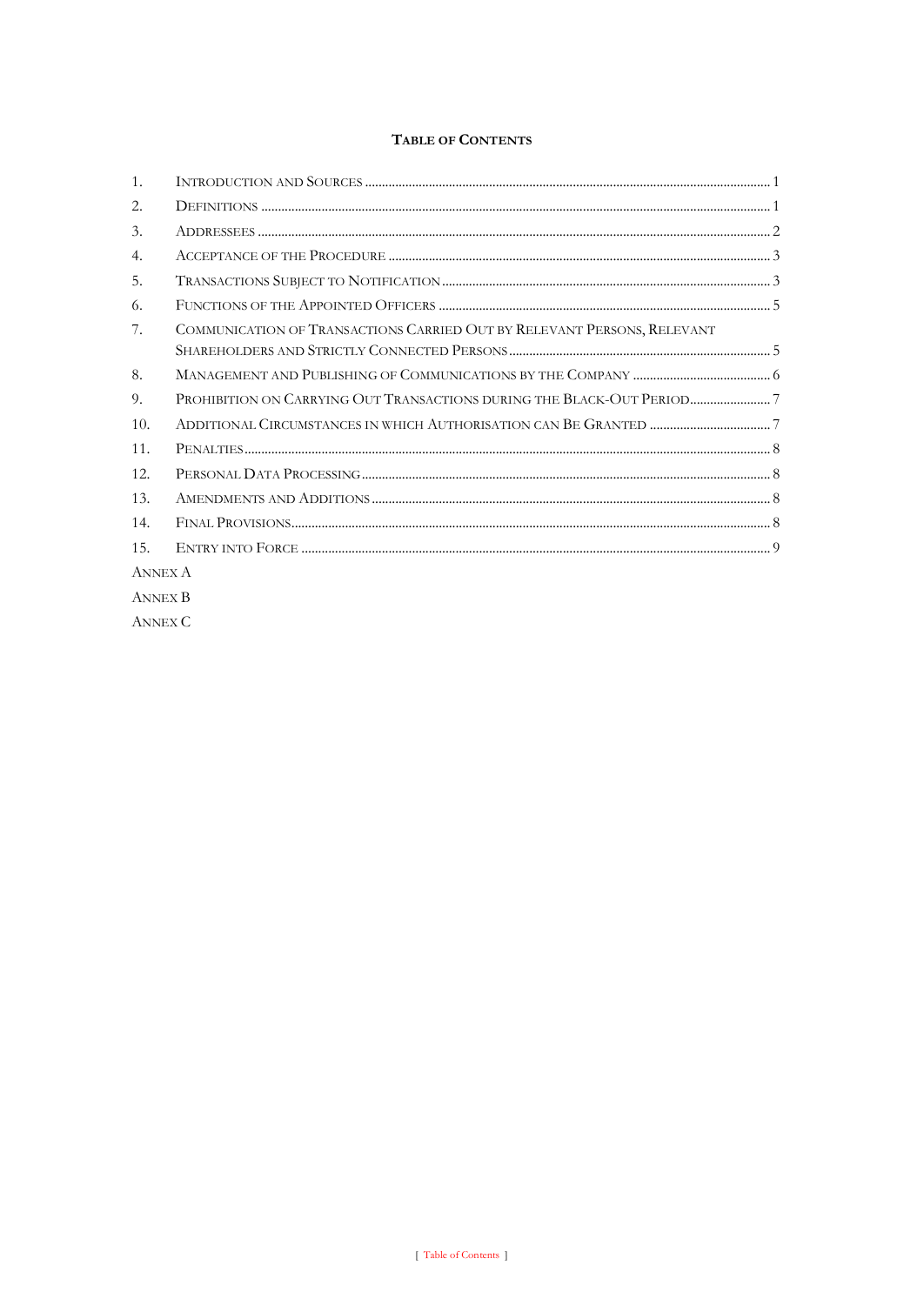# Table of Contents

1. Introduction and Sources ........ 1
2. Definitions ........ 1
3. Addressees ........ 2
4. Acceptance of the Procedure ........ 3
5. Transactions Subject to Notification ........ 3
6. Functions of the Appointed Officers ........ 5
7. Communication of Transactions Carried Out by Relevant Persons, Relevant Shareholders and Strictly Connected Persons ........ 5
8. Management and Publishing of Communications by the Company ........ 6
9. Prohibition on Carrying Out Transactions during the Black-Out Period ........ 7
10. Additional Circumstances in which Authorisation can Be Granted ........ 7
11. Penalties ........ 8
12. Personal Data Processing ........ 8
13. Amendments and Additions ........ 8
14. Final Provisions ........ 8
15. Entry into Force ........ 9

Annex A

Annex B

Annex C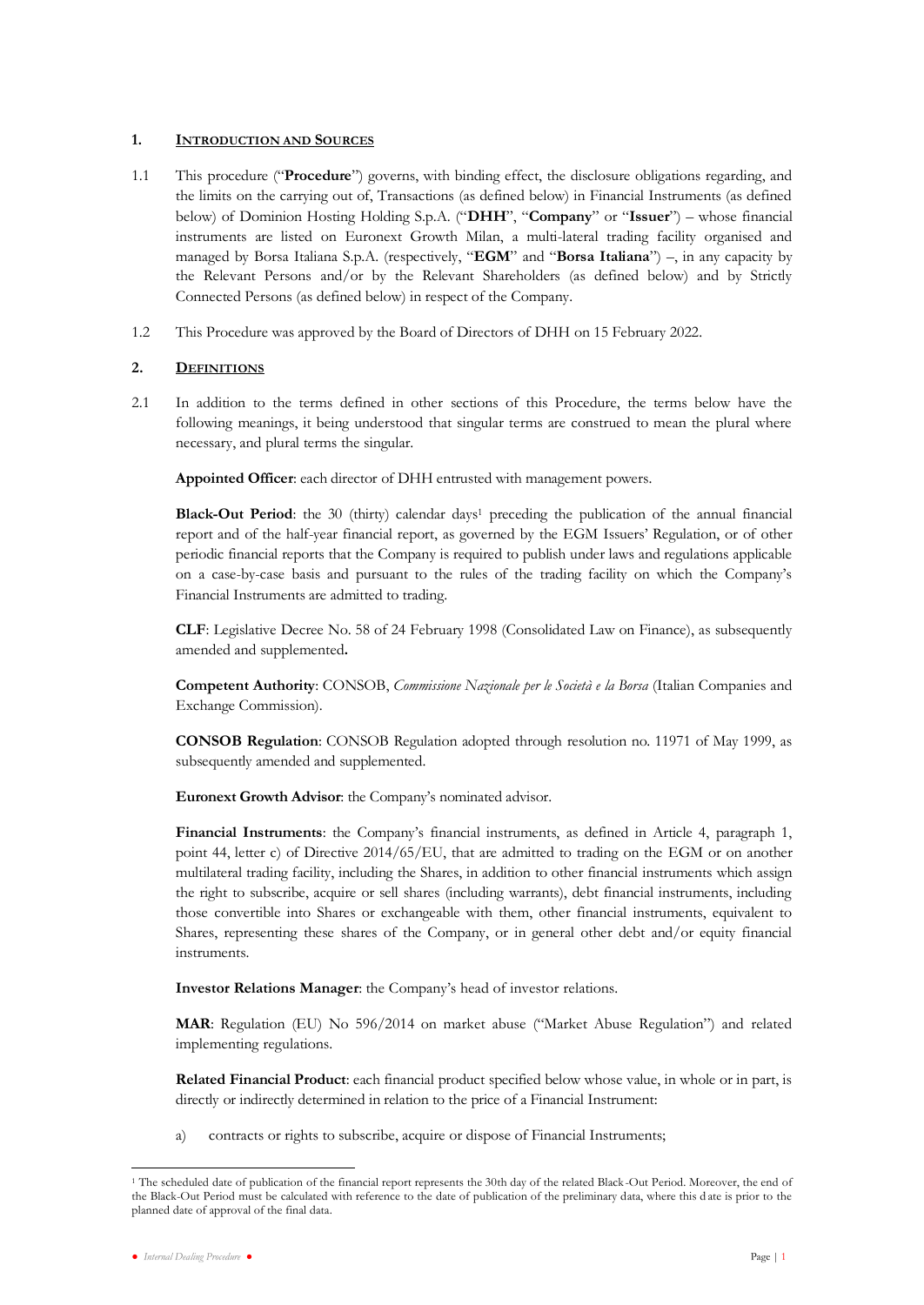## 1. INTRODUCTION AND SOURCES

1.1 This procedure ("**Procedure**") governs, with binding effect, the disclosure obligations regarding, and the limits on the carrying out of, Transactions (as defined below) in Financial Instruments (as defined below) of Dominion Hosting Holding S.p.A. ("**DHH**", "**Company**" or "**Issuer**") – whose financial instruments are listed on Euronext Growth Milan, a multi-lateral trading facility organised and managed by Borsa Italiana S.p.A. (respectively, "**EGM**" and "**Borsa Italiana**") –, in any capacity by the Relevant Persons and/or by the Relevant Shareholders (as defined below) and by Strictly Connected Persons (as defined below) in respect of the Company.

1.2 This Procedure was approved by the Board of Directors of DHH on 15 February 2022.

## 2. DEFINITIONS

2.1 In addition to the terms defined in other sections of this Procedure, the terms below have the following meanings, it being understood that singular terms are construed to mean the plural where necessary, and plural terms the singular.

**Appointed Officer**: each director of DHH entrusted with management powers.

**Black-Out Period**: the 30 (thirty) calendar days[1] preceding the publication of the annual financial report and of the half-year financial report, as governed by the EGM Issuers' Regulation, or of other periodic financial reports that the Company is required to publish under laws and regulations applicable on a case-by-case basis and pursuant to the rules of the trading facility on which the Company's Financial Instruments are admitted to trading.

**CLF**: Legislative Decree No. 58 of 24 February 1998 (Consolidated Law on Finance), as subsequently amended and supplemented**.**

**Competent Authority**: CONSOB, *Commissione Nazionale per le Società e la Borsa* (Italian Companies and Exchange Commission).

**CONSOB Regulation**: CONSOB Regulation adopted through resolution no. 11971 of May 1999, as subsequently amended and supplemented.

**Euronext Growth Advisor**: the Company's nominated advisor.

**Financial Instruments**: the Company's financial instruments, as defined in Article 4, paragraph 1, point 44, letter c) of Directive 2014/65/EU, that are admitted to trading on the EGM or on another multilateral trading facility, including the Shares, in addition to other financial instruments which assign the right to subscribe, acquire or sell shares (including warrants), debt financial instruments, including those convertible into Shares or exchangeable with them, other financial instruments, equivalent to Shares, representing these shares of the Company, or in general other debt and/or equity financial instruments.

**Investor Relations Manager**: the Company's head of investor relations.

**MAR**: Regulation (EU) No 596/2014 on market abuse ("Market Abuse Regulation") and related implementing regulations.

**Related Financial Product**: each financial product specified below whose value, in whole or in part, is directly or indirectly determined in relation to the price of a Financial Instrument:

a) contracts or rights to subscribe, acquire or dispose of Financial Instruments;

[1] The scheduled date of publication of the financial report represents the 30th day of the related Black-Out Period. Moreover, the end of the Black-Out Period must be calculated with reference to the date of publication of the preliminary data, where this date is prior to the planned date of approval of the final data.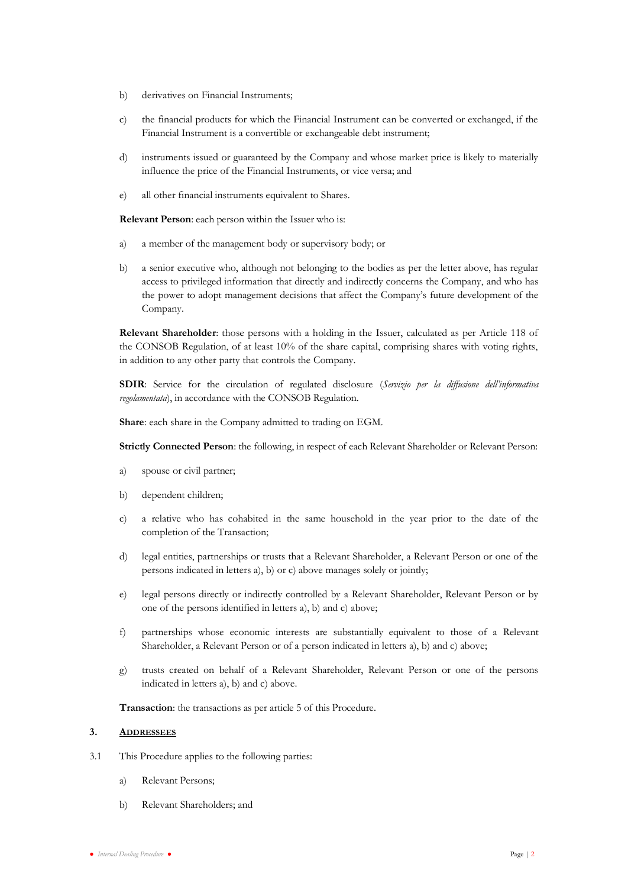b) derivatives on Financial Instruments;

c) the financial products for which the Financial Instrument can be converted or exchanged, if the Financial Instrument is a convertible or exchangeable debt instrument;

d) instruments issued or guaranteed by the Company and whose market price is likely to materially influence the price of the Financial Instruments, or vice versa; and

e) all other financial instruments equivalent to Shares.

**Relevant Person**: each person within the Issuer who is:

a) a member of the management body or supervisory body; or

b) a senior executive who, although not belonging to the bodies as per the letter above, has regular access to privileged information that directly and indirectly concerns the Company, and who has the power to adopt management decisions that affect the Company's future development of the Company.

**Relevant Shareholder**: those persons with a holding in the Issuer, calculated as per Article 118 of the CONSOB Regulation, of at least 10% of the share capital, comprising shares with voting rights, in addition to any other party that controls the Company.

**SDIR**: Service for the circulation of regulated disclosure (*Servizio per la diffusione dell'informativa regolamentata*), in accordance with the CONSOB Regulation.

**Share**: each share in the Company admitted to trading on EGM.

**Strictly Connected Person**: the following, in respect of each Relevant Shareholder or Relevant Person:

a) spouse or civil partner;

b) dependent children;

c) a relative who has cohabited in the same household in the year prior to the date of the completion of the Transaction;

d) legal entities, partnerships or trusts that a Relevant Shareholder, a Relevant Person or one of the persons indicated in letters a), b) or c) above manages solely or jointly;

e) legal persons directly or indirectly controlled by a Relevant Shareholder, Relevant Person or by one of the persons identified in letters a), b) and c) above;

f) partnerships whose economic interests are substantially equivalent to those of a Relevant Shareholder, a Relevant Person or of a person indicated in letters a), b) and c) above;

g) trusts created on behalf of a Relevant Shareholder, Relevant Person or one of the persons indicated in letters a), b) and c) above.

**Transaction**: the transactions as per article 5 of this Procedure.

## 3. Addressees

3.1 This Procedure applies to the following parties:

a) Relevant Persons;

b) Relevant Shareholders; and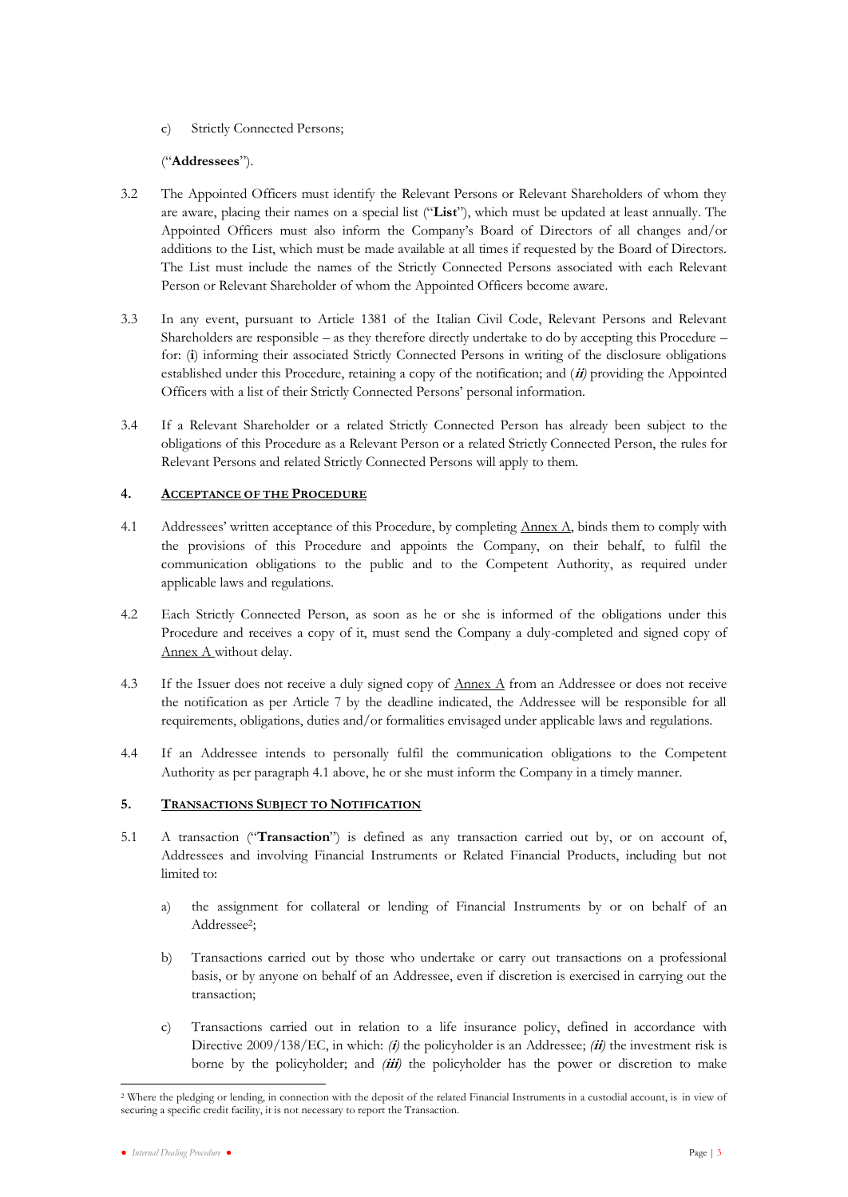c) Strictly Connected Persons;

("**Addressees**").

3.2 The Appointed Officers must identify the Relevant Persons or Relevant Shareholders of whom they are aware, placing their names on a special list ("**List**"), which must be updated at least annually. The Appointed Officers must also inform the Company's Board of Directors of all changes and/or additions to the List, which must be made available at all times if requested by the Board of Directors. The List must include the names of the Strictly Connected Persons associated with each Relevant Person or Relevant Shareholder of whom the Appointed Officers become aware.

3.3 In any event, pursuant to Article 1381 of the Italian Civil Code, Relevant Persons and Relevant Shareholders are responsible – as they therefore directly undertake to do by accepting this Procedure – for: (**i**) informing their associated Strictly Connected Persons in writing of the disclosure obligations established under this Procedure, retaining a copy of the notification; and (***ii***) providing the Appointed Officers with a list of their Strictly Connected Persons' personal information.

3.4 If a Relevant Shareholder or a related Strictly Connected Person has already been subject to the obligations of this Procedure as a Relevant Person or a related Strictly Connected Person, the rules for Relevant Persons and related Strictly Connected Persons will apply to them.

## 4. ACCEPTANCE OF THE PROCEDURE

4.1 Addressees' written acceptance of this Procedure, by completing Annex A, binds them to comply with the provisions of this Procedure and appoints the Company, on their behalf, to fulfil the communication obligations to the public and to the Competent Authority, as required under applicable laws and regulations.

4.2 Each Strictly Connected Person, as soon as he or she is informed of the obligations under this Procedure and receives a copy of it, must send the Company a duly-completed and signed copy of Annex A without delay.

4.3 If the Issuer does not receive a duly signed copy of Annex A from an Addressee or does not receive the notification as per Article 7 by the deadline indicated, the Addressee will be responsible for all requirements, obligations, duties and/or formalities envisaged under applicable laws and regulations.

4.4 If an Addressee intends to personally fulfil the communication obligations to the Competent Authority as per paragraph 4.1 above, he or she must inform the Company in a timely manner.

## 5. TRANSACTIONS SUBJECT TO NOTIFICATION

5.1 A transaction ("**Transaction**") is defined as any transaction carried out by, or on account of, Addressees and involving Financial Instruments or Related Financial Products, including but not limited to:

a) the assignment for collateral or lending of Financial Instruments by or on behalf of an Addressee[2];

b) Transactions carried out by those who undertake or carry out transactions on a professional basis, or by anyone on behalf of an Addressee, even if discretion is exercised in carrying out the transaction;

c) Transactions carried out in relation to a life insurance policy, defined in accordance with Directive 2009/138/EC, in which: ***(i)*** the policyholder is an Addressee; ***(ii)*** the investment risk is borne by the policyholder; and ***(iii)*** the policyholder has the power or discretion to make

[2] Where the pledging or lending, in connection with the deposit of the related Financial Instruments in a custodial account, is in view of securing a specific credit facility, it is not necessary to report the Transaction.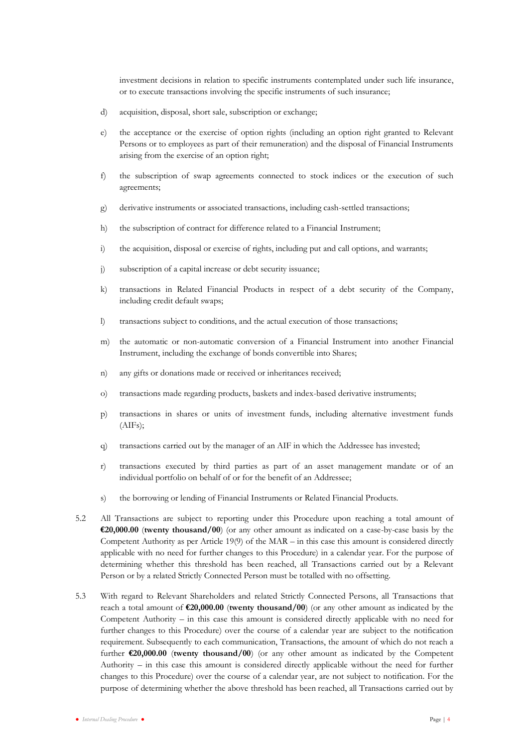investment decisions in relation to specific instruments contemplated under such life insurance, or to execute transactions involving the specific instruments of such insurance;

d) acquisition, disposal, short sale, subscription or exchange;

e) the acceptance or the exercise of option rights (including an option right granted to Relevant Persons or to employees as part of their remuneration) and the disposal of Financial Instruments arising from the exercise of an option right;

f) the subscription of swap agreements connected to stock indices or the execution of such agreements;

g) derivative instruments or associated transactions, including cash-settled transactions;

h) the subscription of contract for difference related to a Financial Instrument;

i) the acquisition, disposal or exercise of rights, including put and call options, and warrants;

j) subscription of a capital increase or debt security issuance;

k) transactions in Related Financial Products in respect of a debt security of the Company, including credit default swaps;

l) transactions subject to conditions, and the actual execution of those transactions;

m) the automatic or non-automatic conversion of a Financial Instrument into another Financial Instrument, including the exchange of bonds convertible into Shares;

n) any gifts or donations made or received or inheritances received;

o) transactions made regarding products, baskets and index-based derivative instruments;

p) transactions in shares or units of investment funds, including alternative investment funds (AIFs);

q) transactions carried out by the manager of an AIF in which the Addressee has invested;

r) transactions executed by third parties as part of an asset management mandate or of an individual portfolio on behalf of or for the benefit of an Addressee;

s) the borrowing or lending of Financial Instruments or Related Financial Products.

5.2 All Transactions are subject to reporting under this Procedure upon reaching a total amount of **€20,000.00** (**twenty thousand/00**) (or any other amount as indicated on a case-by-case basis by the Competent Authority as per Article 19(9) of the MAR – in this case this amount is considered directly applicable with no need for further changes to this Procedure) in a calendar year. For the purpose of determining whether this threshold has been reached, all Transactions carried out by a Relevant Person or by a related Strictly Connected Person must be totalled with no offsetting.

5.3 With regard to Relevant Shareholders and related Strictly Connected Persons, all Transactions that reach a total amount of **€20,000.00** (**twenty thousand/00**) (or any other amount as indicated by the Competent Authority – in this case this amount is considered directly applicable with no need for further changes to this Procedure) over the course of a calendar year are subject to the notification requirement. Subsequently to each communication, Transactions, the amount of which do not reach a further **€20,000.00** (**twenty thousand/00**) (or any other amount as indicated by the Competent Authority – in this case this amount is considered directly applicable without the need for further changes to this Procedure) over the course of a calendar year, are not subject to notification. For the purpose of determining whether the above threshold has been reached, all Transactions carried out by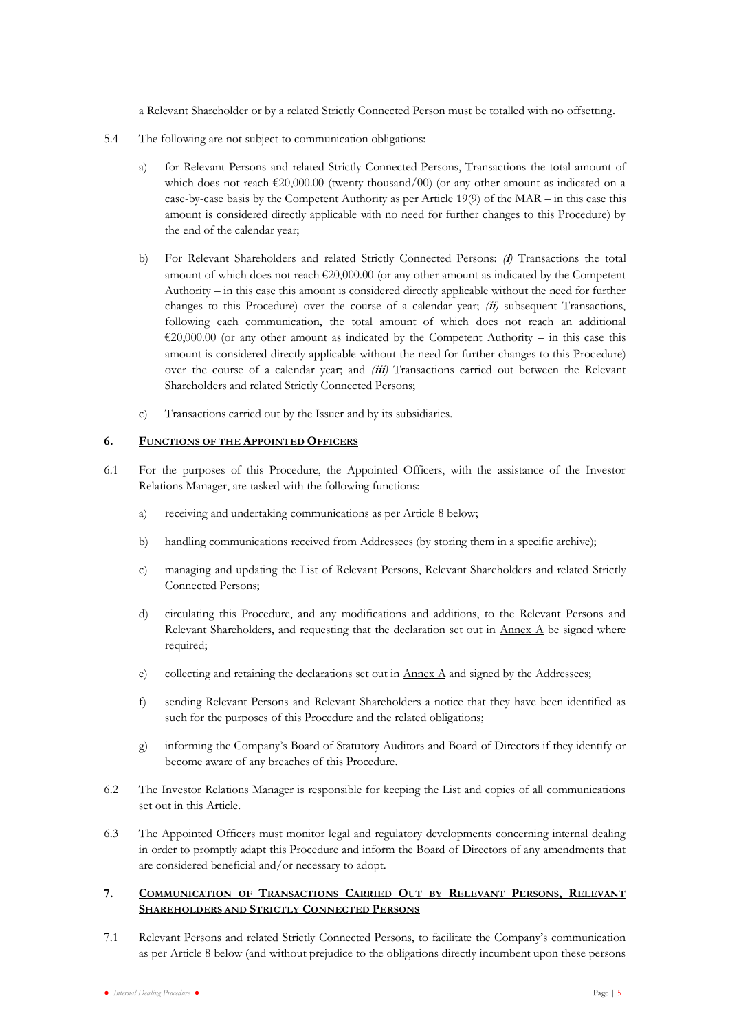a Relevant Shareholder or by a related Strictly Connected Person must be totalled with no offsetting.

5.4 The following are not subject to communication obligations:

a) for Relevant Persons and related Strictly Connected Persons, Transactions the total amount of which does not reach €20,000.00 (twenty thousand/00) (or any other amount as indicated on a case-by-case basis by the Competent Authority as per Article 19(9) of the MAR – in this case this amount is considered directly applicable with no need for further changes to this Procedure) by the end of the calendar year;

b) For Relevant Shareholders and related Strictly Connected Persons: ***(i)*** Transactions the total amount of which does not reach €20,000.00 (or any other amount as indicated by the Competent Authority – in this case this amount is considered directly applicable without the need for further changes to this Procedure) over the course of a calendar year; ***(ii)*** subsequent Transactions, following each communication, the total amount of which does not reach an additional €20,000.00 (or any other amount as indicated by the Competent Authority – in this case this amount is considered directly applicable without the need for further changes to this Procedure) over the course of a calendar year; and ***(iii)*** Transactions carried out between the Relevant Shareholders and related Strictly Connected Persons;

c) Transactions carried out by the Issuer and by its subsidiaries.

## 6. FUNCTIONS OF THE APPOINTED OFFICERS

6.1 For the purposes of this Procedure, the Appointed Officers, with the assistance of the Investor Relations Manager, are tasked with the following functions:

a) receiving and undertaking communications as per Article 8 below;

b) handling communications received from Addressees (by storing them in a specific archive);

c) managing and updating the List of Relevant Persons, Relevant Shareholders and related Strictly Connected Persons;

d) circulating this Procedure, and any modifications and additions, to the Relevant Persons and Relevant Shareholders, and requesting that the declaration set out in Annex A be signed where required;

e) collecting and retaining the declarations set out in Annex A and signed by the Addressees;

f) sending Relevant Persons and Relevant Shareholders a notice that they have been identified as such for the purposes of this Procedure and the related obligations;

g) informing the Company's Board of Statutory Auditors and Board of Directors if they identify or become aware of any breaches of this Procedure.

6.2 The Investor Relations Manager is responsible for keeping the List and copies of all communications set out in this Article.

6.3 The Appointed Officers must monitor legal and regulatory developments concerning internal dealing in order to promptly adapt this Procedure and inform the Board of Directors of any amendments that are considered beneficial and/or necessary to adopt.

## 7. COMMUNICATION OF TRANSACTIONS CARRIED OUT BY RELEVANT PERSONS, RELEVANT SHAREHOLDERS AND STRICTLY CONNECTED PERSONS

7.1 Relevant Persons and related Strictly Connected Persons, to facilitate the Company's communication as per Article 8 below (and without prejudice to the obligations directly incumbent upon these persons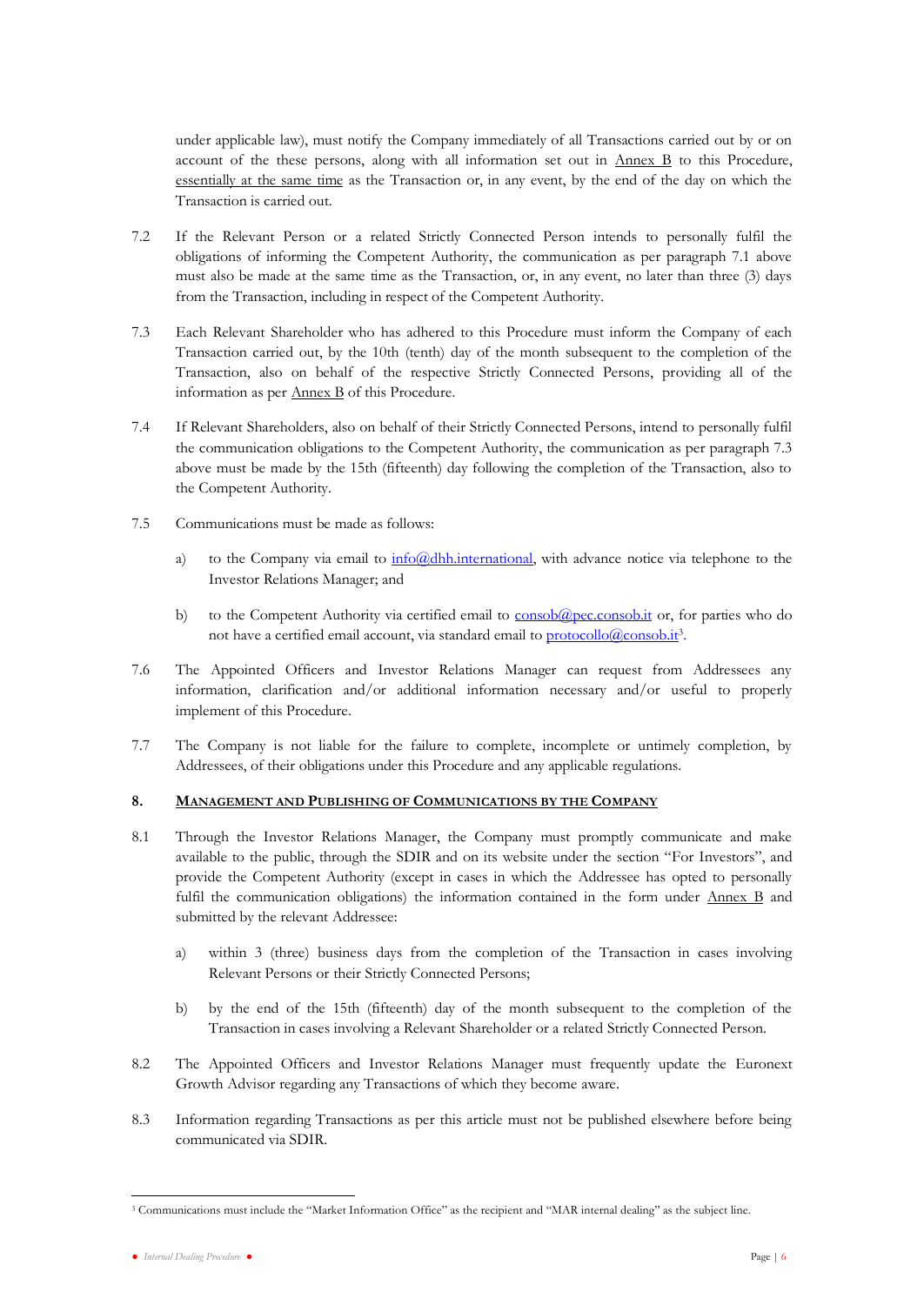under applicable law), must notify the Company immediately of all Transactions carried out by or on account of the these persons, along with all information set out in Annex B to this Procedure, essentially at the same time as the Transaction or, in any event, by the end of the day on which the Transaction is carried out.

7.2 If the Relevant Person or a related Strictly Connected Person intends to personally fulfil the obligations of informing the Competent Authority, the communication as per paragraph 7.1 above must also be made at the same time as the Transaction, or, in any event, no later than three (3) days from the Transaction, including in respect of the Competent Authority.

7.3 Each Relevant Shareholder who has adhered to this Procedure must inform the Company of each Transaction carried out, by the 10th (tenth) day of the month subsequent to the completion of the Transaction, also on behalf of the respective Strictly Connected Persons, providing all of the information as per Annex B of this Procedure.

7.4 If Relevant Shareholders, also on behalf of their Strictly Connected Persons, intend to personally fulfil the communication obligations to the Competent Authority, the communication as per paragraph 7.3 above must be made by the 15th (fifteenth) day following the completion of the Transaction, also to the Competent Authority.

7.5 Communications must be made as follows:

a) to the Company via email to info@dhh.international, with advance notice via telephone to the Investor Relations Manager; and

b) to the Competent Authority via certified email to consob@pec.consob.it or, for parties who do not have a certified email account, via standard email to protocollo@consob.it[3].

7.6 The Appointed Officers and Investor Relations Manager can request from Addressees any information, clarification and/or additional information necessary and/or useful to properly implement of this Procedure.

7.7 The Company is not liable for the failure to complete, incomplete or untimely completion, by Addressees, of their obligations under this Procedure and any applicable regulations.

## 8. MANAGEMENT AND PUBLISHING OF COMMUNICATIONS BY THE COMPANY

8.1 Through the Investor Relations Manager, the Company must promptly communicate and make available to the public, through the SDIR and on its website under the section "For Investors", and provide the Competent Authority (except in cases in which the Addressee has opted to personally fulfil the communication obligations) the information contained in the form under Annex B and submitted by the relevant Addressee:

a) within 3 (three) business days from the completion of the Transaction in cases involving Relevant Persons or their Strictly Connected Persons;

b) by the end of the 15th (fifteenth) day of the month subsequent to the completion of the Transaction in cases involving a Relevant Shareholder or a related Strictly Connected Person.

8.2 The Appointed Officers and Investor Relations Manager must frequently update the Euronext Growth Advisor regarding any Transactions of which they become aware.

8.3 Information regarding Transactions as per this article must not be published elsewhere before being communicated via SDIR.

---

[3] Communications must include the "Market Information Office" as the recipient and "MAR internal dealing" as the subject line.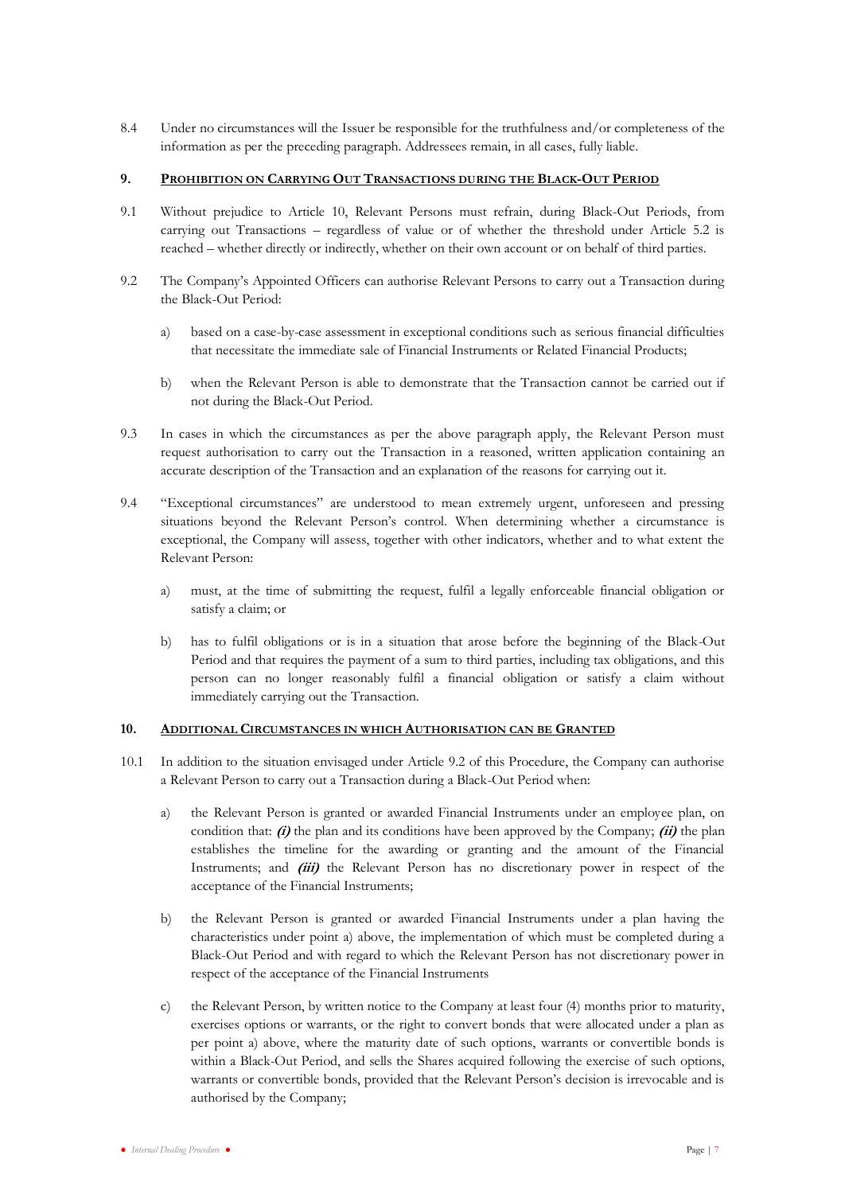8.4 Under no circumstances will the Issuer be responsible for the truthfulness and/or completeness of the information as per the preceding paragraph. Addressees remain, in all cases, fully liable.

## 9. Prohibition on Carrying Out Transactions during the Black-Out Period

9.1 Without prejudice to Article 10, Relevant Persons must refrain, during Black-Out Periods, from carrying out Transactions – regardless of value or of whether the threshold under Article 5.2 is reached – whether directly or indirectly, whether on their own account or on behalf of third parties.

9.2 The Company's Appointed Officers can authorise Relevant Persons to carry out a Transaction during the Black-Out Period:

a) based on a case-by-case assessment in exceptional conditions such as serious financial difficulties that necessitate the immediate sale of Financial Instruments or Related Financial Products;

b) when the Relevant Person is able to demonstrate that the Transaction cannot be carried out if not during the Black-Out Period.

9.3 In cases in which the circumstances as per the above paragraph apply, the Relevant Person must request authorisation to carry out the Transaction in a reasoned, written application containing an accurate description of the Transaction and an explanation of the reasons for carrying out it.

9.4 "Exceptional circumstances" are understood to mean extremely urgent, unforeseen and pressing situations beyond the Relevant Person's control. When determining whether a circumstance is exceptional, the Company will assess, together with other indicators, whether and to what extent the Relevant Person:

a) must, at the time of submitting the request, fulfil a legally enforceable financial obligation or satisfy a claim; or

b) has to fulfil obligations or is in a situation that arose before the beginning of the Black-Out Period and that requires the payment of a sum to third parties, including tax obligations, and this person can no longer reasonably fulfil a financial obligation or satisfy a claim without immediately carrying out the Transaction.

## 10. Additional Circumstances in which Authorisation can be Granted

10.1 In addition to the situation envisaged under Article 9.2 of this Procedure, the Company can authorise a Relevant Person to carry out a Transaction during a Black-Out Period when:

a) the Relevant Person is granted or awarded Financial Instruments under an employee plan, on condition that: ***(i)*** the plan and its conditions have been approved by the Company; ***(ii)*** the plan establishes the timeline for the awarding or granting and the amount of the Financial Instruments; and ***(iii)*** the Relevant Person has no discretionary power in respect of the acceptance of the Financial Instruments;

b) the Relevant Person is granted or awarded Financial Instruments under a plan having the characteristics under point a) above, the implementation of which must be completed during a Black-Out Period and with regard to which the Relevant Person has not discretionary power in respect of the acceptance of the Financial Instruments

c) the Relevant Person, by written notice to the Company at least four (4) months prior to maturity, exercises options or warrants, or the right to convert bonds that were allocated under a plan as per point a) above, where the maturity date of such options, warrants or convertible bonds is within a Black-Out Period, and sells the Shares acquired following the exercise of such options, warrants or convertible bonds, provided that the Relevant Person's decision is irrevocable and is authorised by the Company;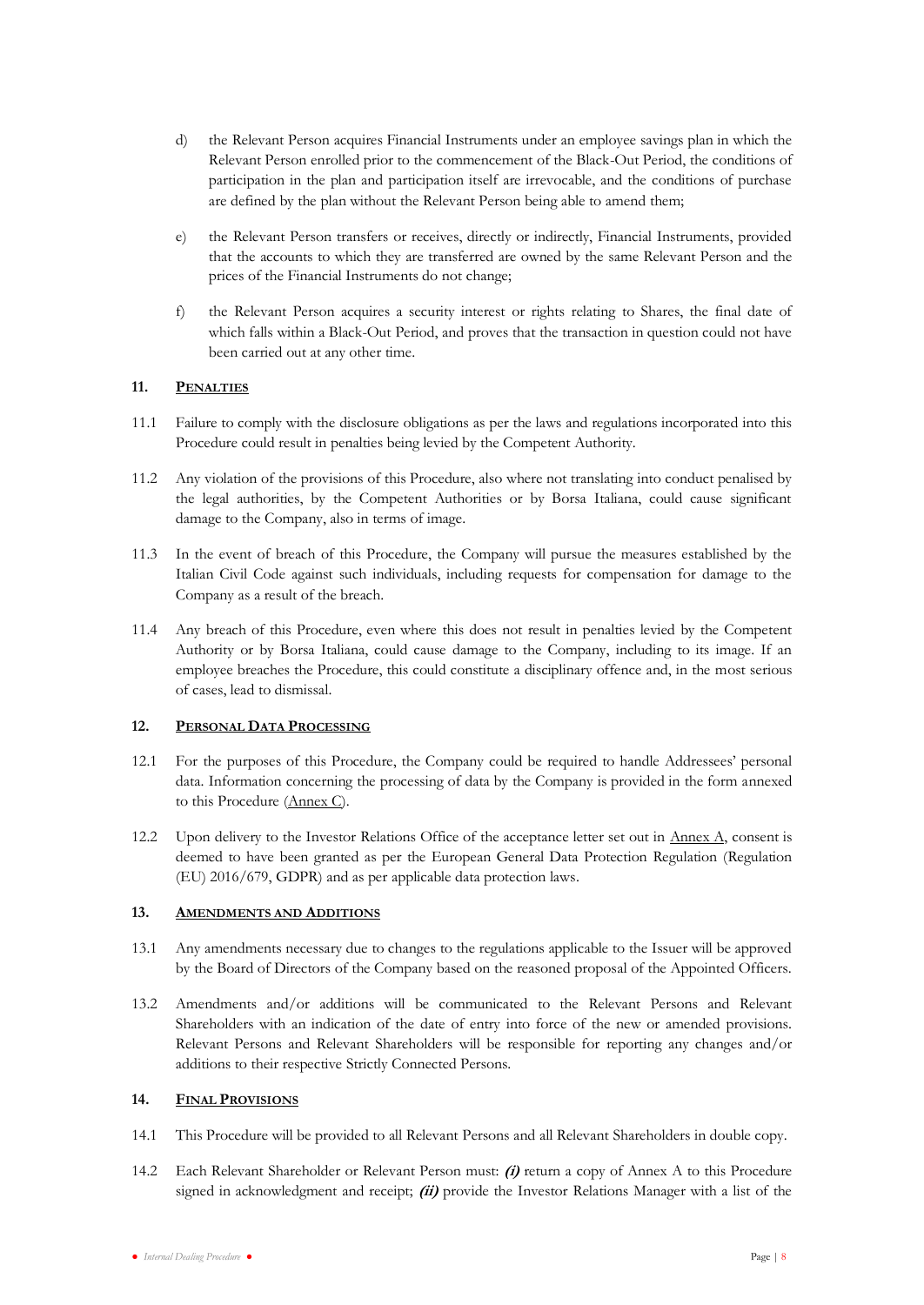d) the Relevant Person acquires Financial Instruments under an employee savings plan in which the Relevant Person enrolled prior to the commencement of the Black-Out Period, the conditions of participation in the plan and participation itself are irrevocable, and the conditions of purchase are defined by the plan without the Relevant Person being able to amend them;

e) the Relevant Person transfers or receives, directly or indirectly, Financial Instruments, provided that the accounts to which they are transferred are owned by the same Relevant Person and the prices of the Financial Instruments do not change;

f) the Relevant Person acquires a security interest or rights relating to Shares, the final date of which falls within a Black-Out Period, and proves that the transaction in question could not have been carried out at any other time.

## 11. PENALTIES

11.1 Failure to comply with the disclosure obligations as per the laws and regulations incorporated into this Procedure could result in penalties being levied by the Competent Authority.

11.2 Any violation of the provisions of this Procedure, also where not translating into conduct penalised by the legal authorities, by the Competent Authorities or by Borsa Italiana, could cause significant damage to the Company, also in terms of image.

11.3 In the event of breach of this Procedure, the Company will pursue the measures established by the Italian Civil Code against such individuals, including requests for compensation for damage to the Company as a result of the breach.

11.4 Any breach of this Procedure, even where this does not result in penalties levied by the Competent Authority or by Borsa Italiana, could cause damage to the Company, including to its image. If an employee breaches the Procedure, this could constitute a disciplinary offence and, in the most serious of cases, lead to dismissal.

## 12. PERSONAL DATA PROCESSING

12.1 For the purposes of this Procedure, the Company could be required to handle Addressees' personal data. Information concerning the processing of data by the Company is provided in the form annexed to this Procedure (Annex C).

12.2 Upon delivery to the Investor Relations Office of the acceptance letter set out in Annex A, consent is deemed to have been granted as per the European General Data Protection Regulation (Regulation (EU) 2016/679, GDPR) and as per applicable data protection laws.

## 13. AMENDMENTS AND ADDITIONS

13.1 Any amendments necessary due to changes to the regulations applicable to the Issuer will be approved by the Board of Directors of the Company based on the reasoned proposal of the Appointed Officers.

13.2 Amendments and/or additions will be communicated to the Relevant Persons and Relevant Shareholders with an indication of the date of entry into force of the new or amended provisions. Relevant Persons and Relevant Shareholders will be responsible for reporting any changes and/or additions to their respective Strictly Connected Persons.

## 14. FINAL PROVISIONS

14.1 This Procedure will be provided to all Relevant Persons and all Relevant Shareholders in double copy.

14.2 Each Relevant Shareholder or Relevant Person must: ***(i)*** return a copy of Annex A to this Procedure signed in acknowledgment and receipt; ***(ii)*** provide the Investor Relations Manager with a list of the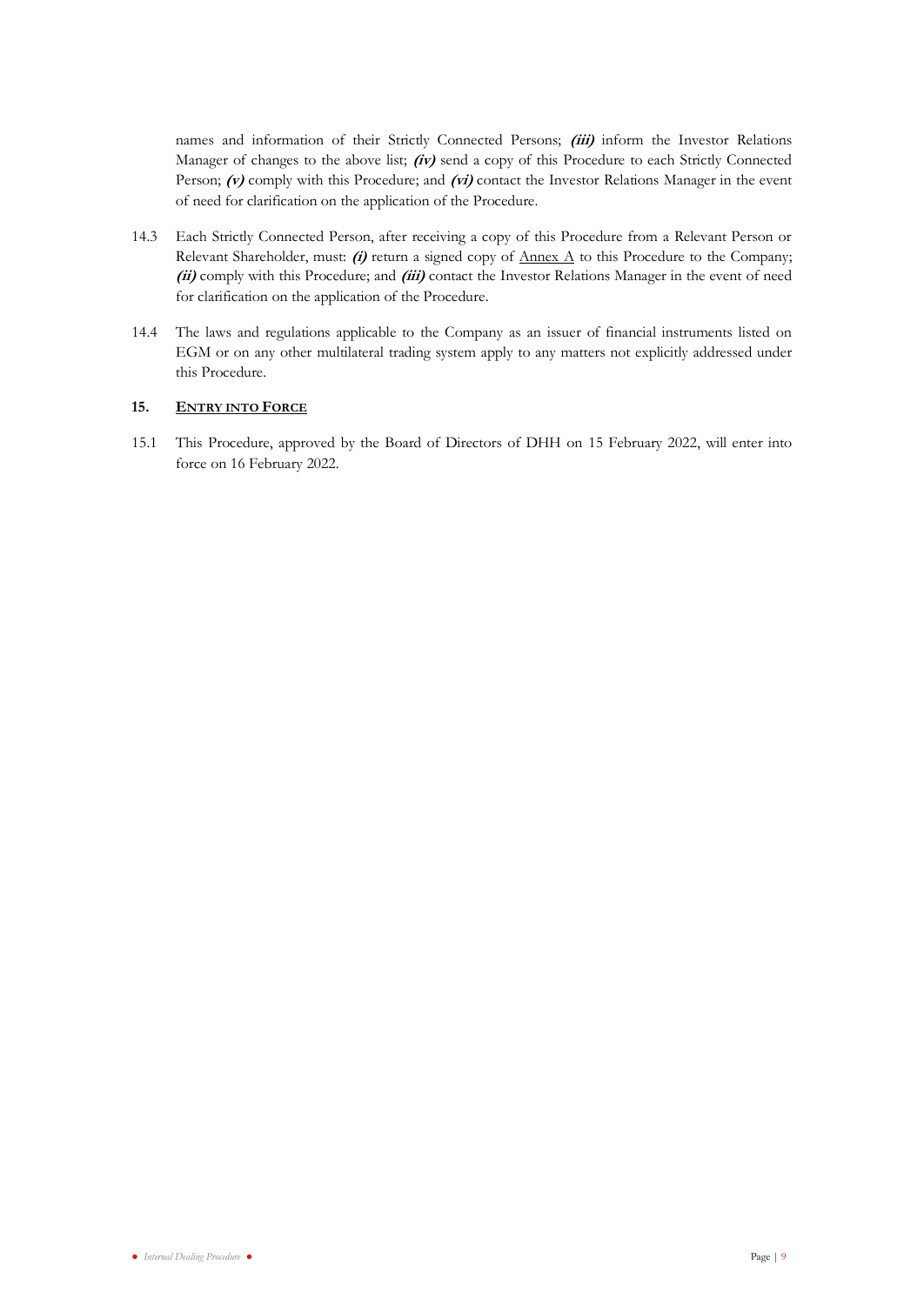names and information of their Strictly Connected Persons; ***(iii)*** inform the Investor Relations Manager of changes to the above list; ***(iv)*** send a copy of this Procedure to each Strictly Connected Person; ***(v)*** comply with this Procedure; and ***(vi)*** contact the Investor Relations Manager in the event of need for clarification on the application of the Procedure.

14.3 Each Strictly Connected Person, after receiving a copy of this Procedure from a Relevant Person or Relevant Shareholder, must: ***(i)*** return a signed copy of Annex A to this Procedure to the Company; ***(ii)*** comply with this Procedure; and ***(iii)*** contact the Investor Relations Manager in the event of need for clarification on the application of the Procedure.

14.4 The laws and regulations applicable to the Company as an issuer of financial instruments listed on EGM or on any other multilateral trading system apply to any matters not explicitly addressed under this Procedure.

## 15. ENTRY INTO FORCE

15.1 This Procedure, approved by the Board of Directors of DHH on 15 February 2022, will enter into force on 16 February 2022.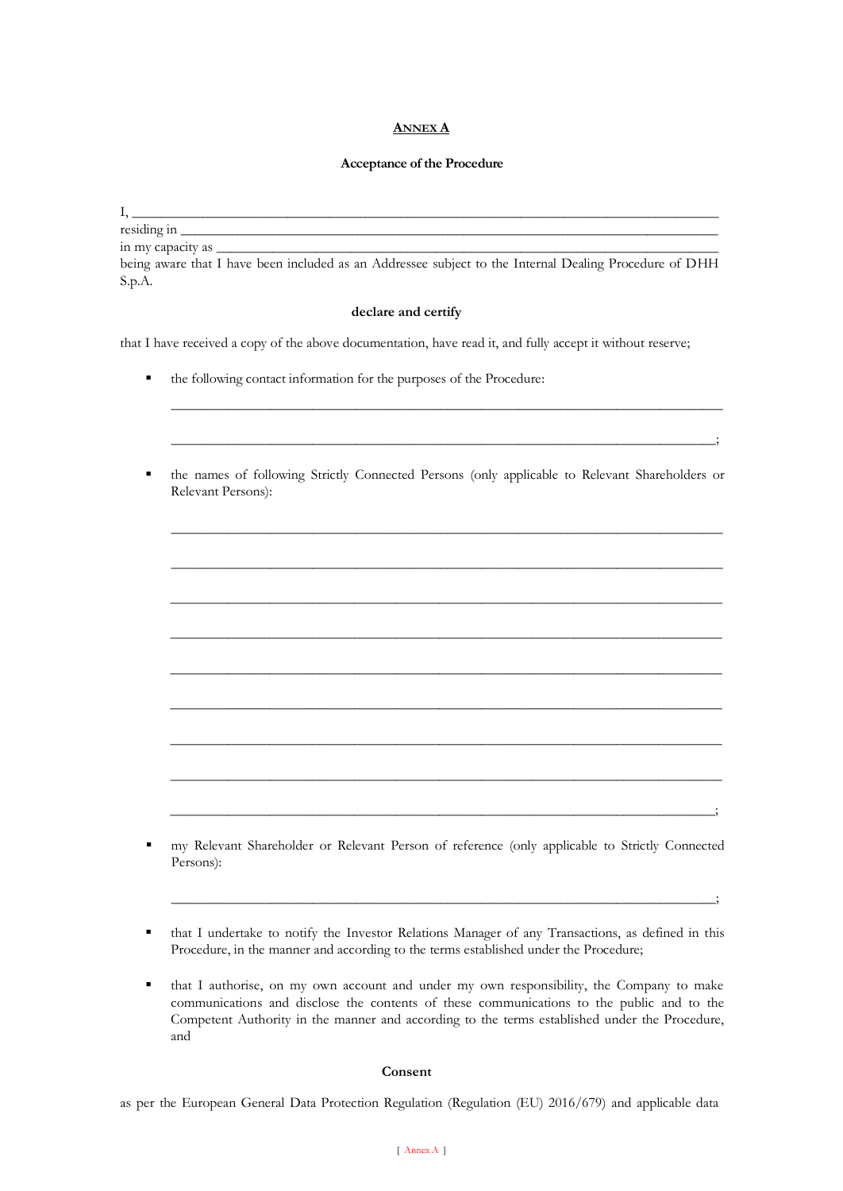## ANNEX A

**Acceptance of the Procedure**

I, ______________________________________________________________________________
residing in ________________________________________________________________________
in my capacity as ____________________________________________________________________
being aware that I have been included as an Addressee subject to the Internal Dealing Procedure of DHH S.p.A.

**declare and certify**

that I have received a copy of the above documentation, have read it, and fully accept it without reserve;

- the following contact information for the purposes of the Procedure:

  ______________________________________________________________________________

  ______________________________________________________________________________;

- the names of following Strictly Connected Persons (only applicable to Relevant Shareholders or Relevant Persons):

  ______________________________________________________________________________

  ______________________________________________________________________________

  ______________________________________________________________________________

  ______________________________________________________________________________

  ______________________________________________________________________________

  ______________________________________________________________________________

  ______________________________________________________________________________

  ______________________________________________________________________________

  ______________________________________________________________________________;

- my Relevant Shareholder or Relevant Person of reference (only applicable to Strictly Connected Persons):

  ______________________________________________________________________________;

- that I undertake to notify the Investor Relations Manager of any Transactions, as defined in this Procedure, in the manner and according to the terms established under the Procedure;

- that I authorise, on my own account and under my own responsibility, the Company to make communications and disclose the contents of these communications to the public and to the Competent Authority in the manner and according to the terms established under the Procedure, and

**Consent**

as per the European General Data Protection Regulation (Regulation (EU) 2016/679) and applicable data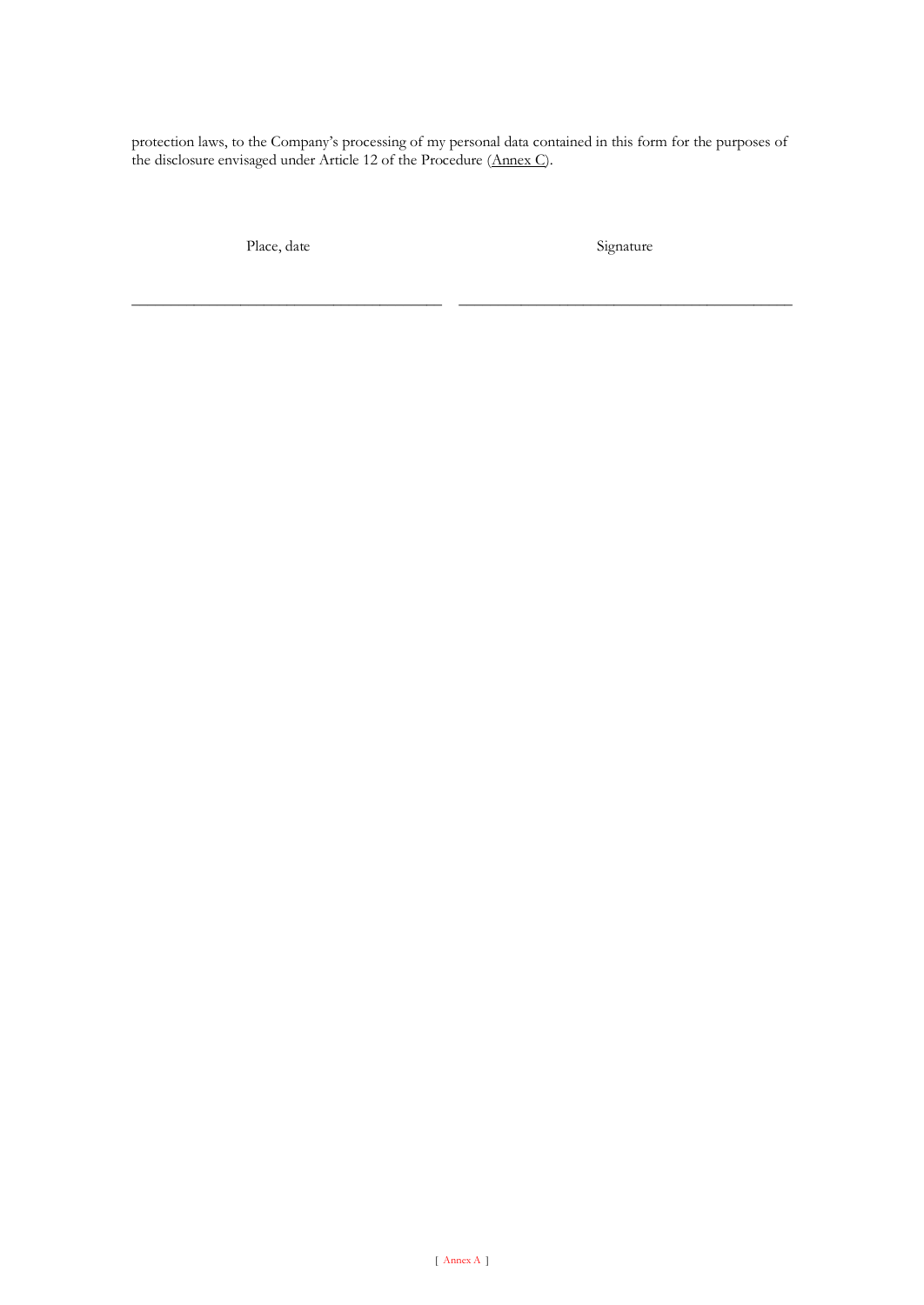protection laws, to the Company's processing of my personal data contained in this form for the purposes of the disclosure envisaged under Article 12 of the Procedure (Annex C).

| Place, date | Signature |
| --- | --- |
| \_\_\_\_\_\_\_\_\_\_\_\_\_\_\_\_\_\_\_\_\_\_\_\_\_\_\_\_\_\_\_\_\_\_\_\_\_\_\_\_ | \_\_\_\_\_\_\_\_\_\_\_\_\_\_\_\_\_\_\_\_\_\_\_\_\_\_\_\_\_\_\_\_\_\_\_\_\_\_\_\_\_\_\_ |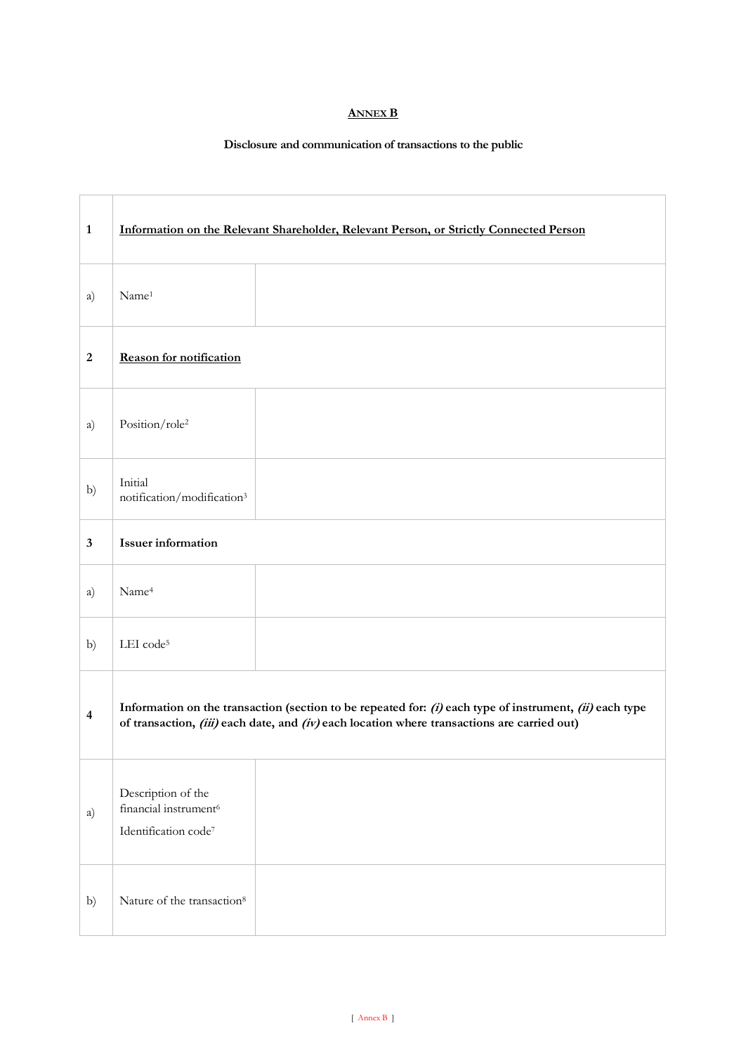## ANNEX B

**Disclosure and communication of transactions to the public**

| | | |
|---|---|---|
| **1** | **Information on the Relevant Shareholder, Relevant Person, or Strictly Connected Person** | |
| a) | Name[1] | |
| **2** | **Reason for notification** | |
| a) | Position/role[2] | |
| b) | Initial notification/modification[3] | |
| **3** | **Issuer information** | |
| a) | Name[4] | |
| b) | LEI code[5] | |
| **4** | **Information on the transaction (section to be repeated for: *(i)* each type of instrument, *(ii)* each type of transaction, *(iii)* each date, and *(iv)* each location where transactions are carried out)** | |
| a) | Description of the financial instrument[6]<br>Identification code[7] | |
| b) | Nature of the transaction[8] | |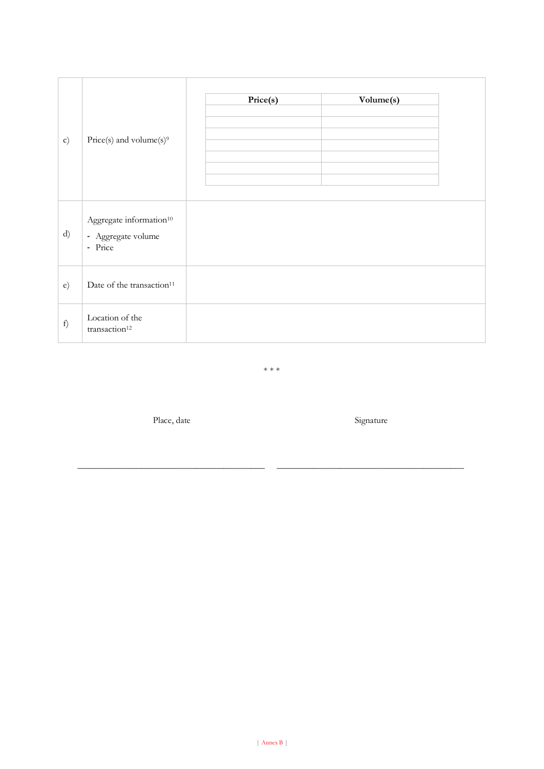| | | |
|---|---|---|
| c) | Price(s) and volume(s)[9] | <table><tr><th>Price(s)</th><th>Volume(s)</th></tr><tr><td></td><td></td></tr><tr><td></td><td></td></tr><tr><td></td><td></td></tr><tr><td></td><td></td></tr><tr><td></td><td></td></tr><tr><td></td><td></td></tr><tr><td></td><td></td></tr></table> |
| d) | Aggregate information[10]<br>- Aggregate volume<br>- Price | |
| e) | Date of the transaction[11] | |
| f) | Location of the transaction[12] | |

* * *

Place, date

Signature

\_\_\_\_\_\_\_\_\_\_\_\_\_\_\_\_\_\_\_\_\_\_\_\_\_\_\_\_\_\_\_\_\_\_\_\_\_\_\_\_ \_\_\_\_\_\_\_\_\_\_\_\_\_\_\_\_\_\_\_\_\_\_\_\_\_\_\_\_\_\_\_\_\_\_\_\_\_\_\_\_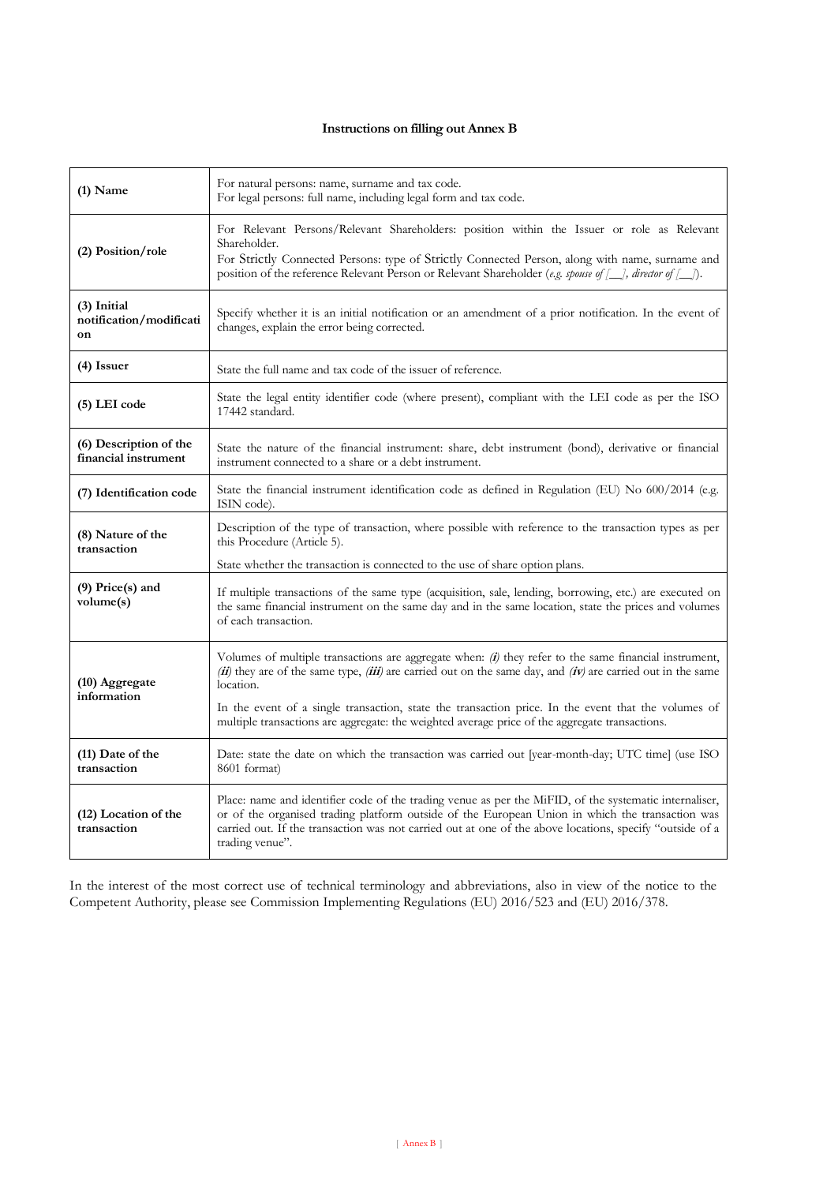### Instructions on filling out Annex B

| | |
|---|---|
| **(1) Name** | For natural persons: name, surname and tax code.<br>For legal persons: full name, including legal form and tax code. |
| **(2) Position/role** | For Relevant Persons/Relevant Shareholders: position within the Issuer or role as Relevant Shareholder.<br>For Strictly Connected Persons: type of Strictly Connected Person, along with name, surname and position of the reference Relevant Person or Relevant Shareholder (*e.g. spouse of [\_\_], director of [\_\_]*). |
| **(3) Initial notification/modification** | Specify whether it is an initial notification or an amendment of a prior notification. In the event of changes, explain the error being corrected. |
| **(4) Issuer** | State the full name and tax code of the issuer of reference. |
| **(5) LEI code** | State the legal entity identifier code (where present), compliant with the LEI code as per the ISO 17442 standard. |
| **(6) Description of the financial instrument** | State the nature of the financial instrument: share, debt instrument (bond), derivative or financial instrument connected to a share or a debt instrument. |
| **(7) Identification code** | State the financial instrument identification code as defined in Regulation (EU) No 600/2014 (e.g. ISIN code). |
| **(8) Nature of the transaction** | Description of the type of transaction, where possible with reference to the transaction types as per this Procedure (Article 5).<br>State whether the transaction is connected to the use of share option plans. |
| **(9) Price(s) and volume(s)** | If multiple transactions of the same type (acquisition, sale, lending, borrowing, etc.) are executed on the same financial instrument on the same day and in the same location, state the prices and volumes of each transaction. |
| **(10) Aggregate information** | Volumes of multiple transactions are aggregate when: ***(i)*** they refer to the same financial instrument, ***(ii)*** they are of the same type, ***(iii)*** are carried out on the same day, and ***(iv)*** are carried out in the same location.<br>In the event of a single transaction, state the transaction price. In the event that the volumes of multiple transactions are aggregate: the weighted average price of the aggregate transactions. |
| **(11) Date of the transaction** | Date: state the date on which the transaction was carried out [year-month-day; UTC time] (use ISO 8601 format) |
| **(12) Location of the transaction** | Place: name and identifier code of the trading venue as per the MiFID, of the systematic internaliser, or of the organised trading platform outside of the European Union in which the transaction was carried out. If the transaction was not carried out at one of the above locations, specify "outside of a trading venue". |

In the interest of the most correct use of technical terminology and abbreviations, also in view of the notice to the Competent Authority, please see Commission Implementing Regulations (EU) 2016/523 and (EU) 2016/378.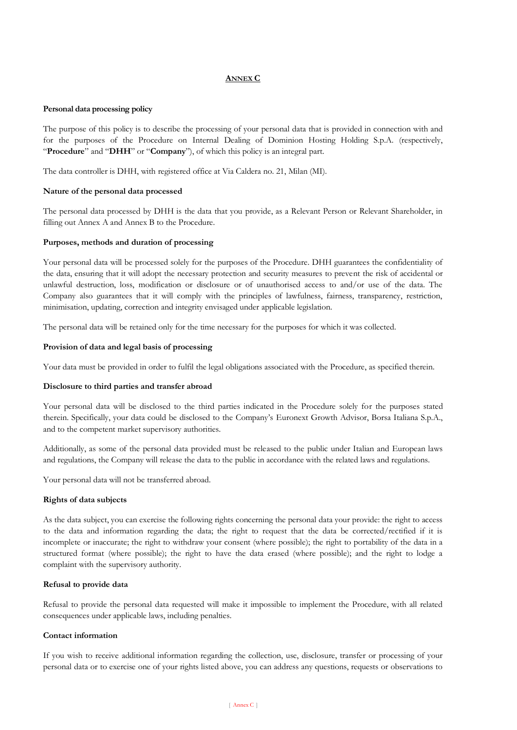## ANNEX C

**Personal data processing policy**

The purpose of this policy is to describe the processing of your personal data that is provided in connection with and for the purposes of the Procedure on Internal Dealing of Dominion Hosting Holding S.p.A. (respectively, "**Procedure**" and "**DHH**" or "**Company**"), of which this policy is an integral part.

The data controller is DHH, with registered office at Via Caldera no. 21, Milan (MI).

**Nature of the personal data processed**

The personal data processed by DHH is the data that you provide, as a Relevant Person or Relevant Shareholder, in filling out Annex A and Annex B to the Procedure.

**Purposes, methods and duration of processing**

Your personal data will be processed solely for the purposes of the Procedure. DHH guarantees the confidentiality of the data, ensuring that it will adopt the necessary protection and security measures to prevent the risk of accidental or unlawful destruction, loss, modification or disclosure or of unauthorised access to and/or use of the data. The Company also guarantees that it will comply with the principles of lawfulness, fairness, transparency, restriction, minimisation, updating, correction and integrity envisaged under applicable legislation.

The personal data will be retained only for the time necessary for the purposes for which it was collected.

**Provision of data and legal basis of processing**

Your data must be provided in order to fulfil the legal obligations associated with the Procedure, as specified therein.

**Disclosure to third parties and transfer abroad**

Your personal data will be disclosed to the third parties indicated in the Procedure solely for the purposes stated therein. Specifically, your data could be disclosed to the Company's Euronext Growth Advisor, Borsa Italiana S.p.A., and to the competent market supervisory authorities.

Additionally, as some of the personal data provided must be released to the public under Italian and European laws and regulations, the Company will release the data to the public in accordance with the related laws and regulations.

Your personal data will not be transferred abroad.

**Rights of data subjects**

As the data subject, you can exercise the following rights concerning the personal data your provide: the right to access to the data and information regarding the data; the right to request that the data be corrected/rectified if it is incomplete or inaccurate; the right to withdraw your consent (where possible); the right to portability of the data in a structured format (where possible); the right to have the data erased (where possible); and the right to lodge a complaint with the supervisory authority.

**Refusal to provide data**

Refusal to provide the personal data requested will make it impossible to implement the Procedure, with all related consequences under applicable laws, including penalties.

**Contact information**

If you wish to receive additional information regarding the collection, use, disclosure, transfer or processing of your personal data or to exercise one of your rights listed above, you can address any questions, requests or observations to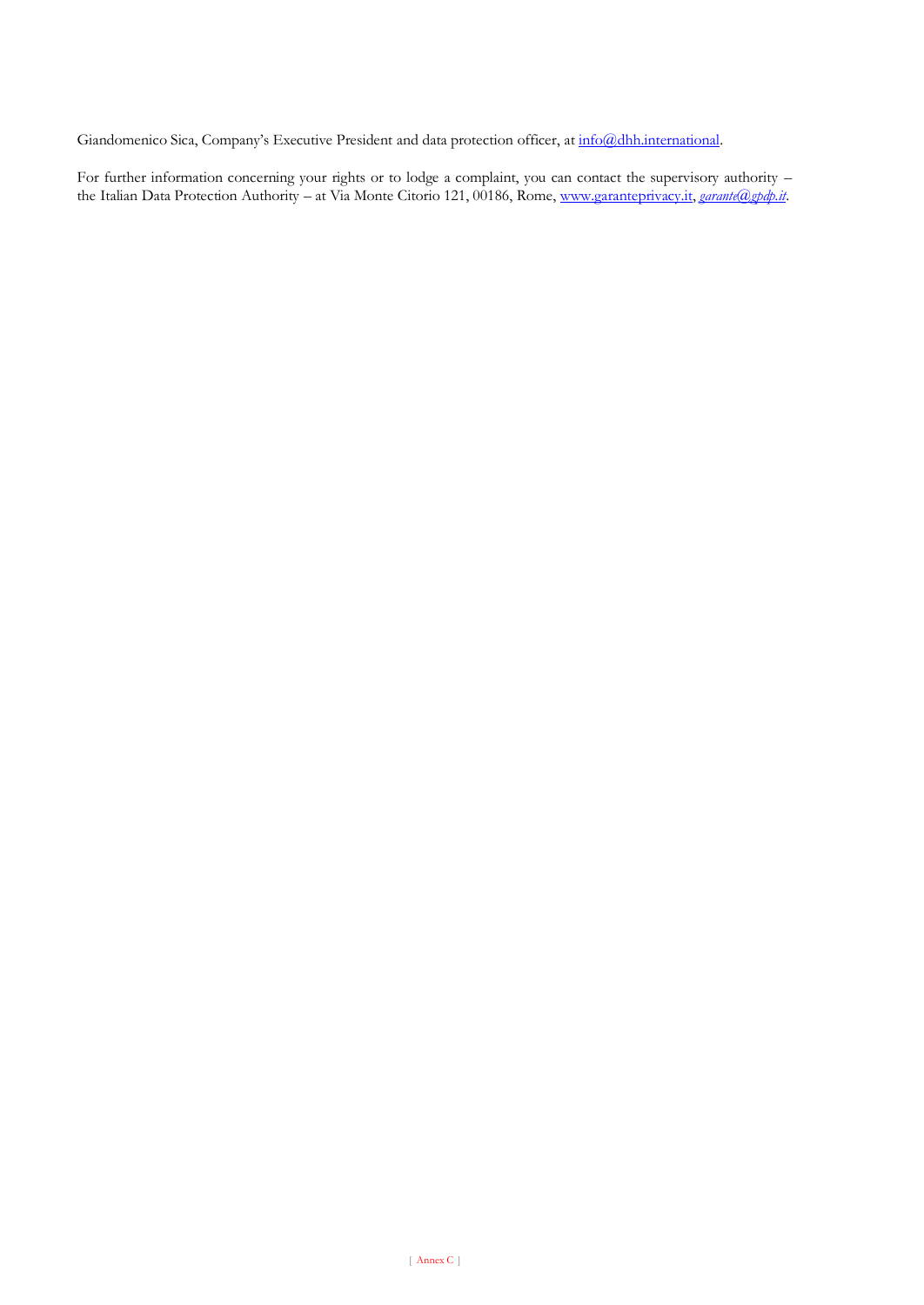Giandomenico Sica, Company's Executive President and data protection officer, at info@dhh.international.

For further information concerning your rights or to lodge a complaint, you can contact the supervisory authority – the Italian Data Protection Authority – at Via Monte Citorio 121, 00186, Rome, www.garanteprivacy.it, *garante@gpdp.it*.